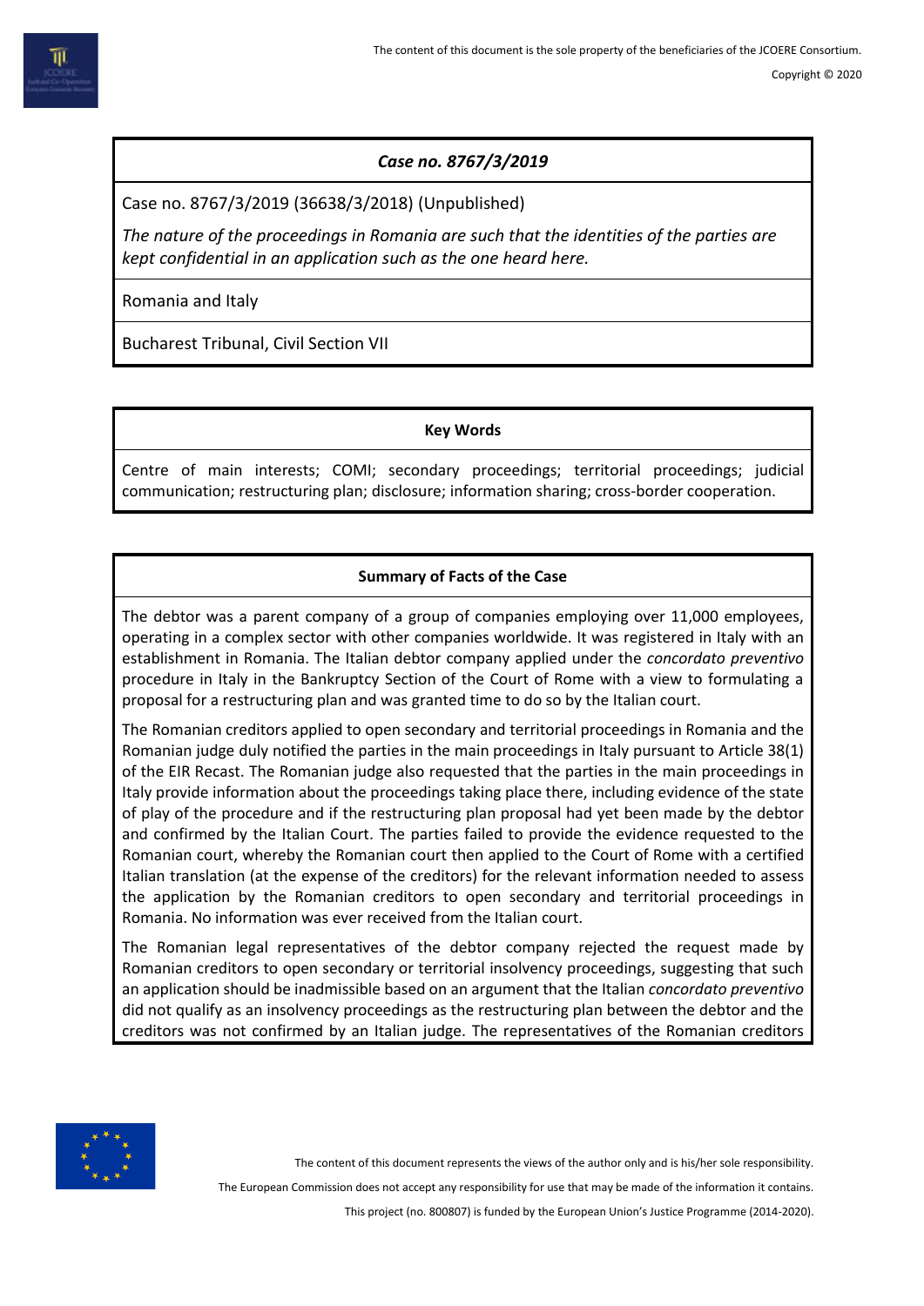## *Case no. 8767/3/2019*

Case no. 8767/3/2019 (36638/3/2018) (Unpublished)

*The nature of the proceedings in Romania are such that the identities of the parties are kept confidential in an application such as the one heard here.*

Romania and Italy

Bucharest Tribunal, Civil Section VII

### Key Words

Centre of main interests; COMI; secondary proceedings; territorial proceedings; judicial communication; restructuring plan; disclosure; information sharing; cross-border cooperation.

### Summary of Facts of the Case

The debtor was a parent company of a group of companies employing over 11,000 employees, operating in a complex sector with other companies worldwide. It was registered in Italy with an establishment in Romania. The Italian debtor company applied under the *concordato preventivo* procedure in Italy in the Bankruptcy Section of the Court of Rome with a view to formulating a proposal for a restructuring plan and was granted time to do so by the Italian court.

The Romanian creditors applied to open secondary and territorial proceedings in Romania and the Romanian judge duly notified the parties in the main proceedings in Italy pursuant to Article 38(1) of the EIR Recast. The Romanian judge also requested that the parties in the main proceedings in Italy provide information about the proceedings taking place there, including evidence of the state of play of the procedure and if the restructuring plan proposal had yet been made by the debtor and confirmed by the Italian Court. The parties failed to provide the evidence requested to the Romanian court, whereby the Romanian court then applied to the Court of Rome with a certified Italian translation (at the expense of the creditors) for the relevant information needed to assess the application by the Romanian creditors to open secondary and territorial proceedings in Romania. No information was ever received from the Italian court.

The Romanian legal representatives of the debtor company rejected the request made by Romanian creditors to open secondary or territorial insolvency proceedings, suggesting that such an application should be inadmissible based on an argument that the Italian *concordato preventivo* did not qualify as an insolvency proceedings as the restructuring plan between the debtor and the creditors was not confirmed by an Italian judge. The representatives of the Romanian creditors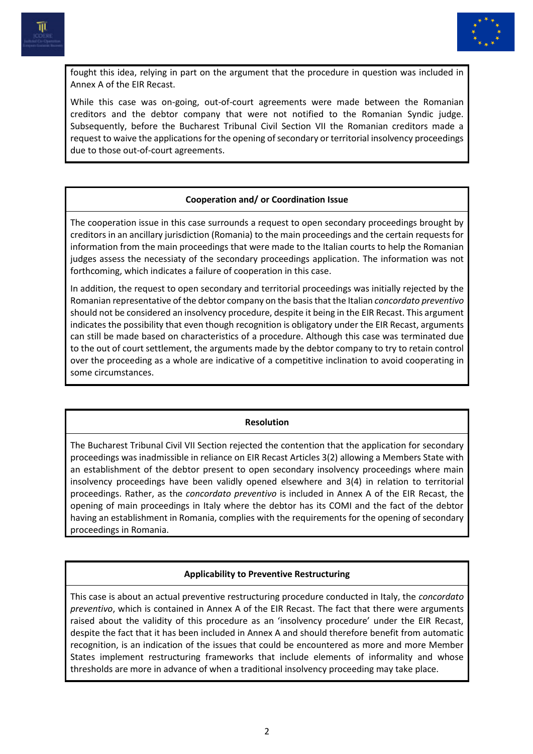fought this idea, relying in part on the argument that the procedure in question was included in Annex A of the EIR Recast.

While this case was on-going, out-of-court agreements were made between the Romanian creditors and the debtor company that were not notified to the Romanian Syndic judge. Subsequently, before the Bucharest Tribunal Civil Section VII the Romanian creditors made a request to waive the applications for the opening of secondary or territorial insolvency proceedings due to those out-of-court agreements.

## Cooperation and/ or Coordination Issue

The cooperation issue in this case surrounds a request to open secondary proceedings brought by creditors in an ancillary jurisdiction (Romania) to the main proceedings and the certain requests for information from the main proceedings that were made to the Italian courts to help the Romanian judges assess the necessiaty of the secondary proceedings application. The information was not forthcoming, which indicates a failure of cooperation in this case.

In addition, the request to open secondary and territorial proceedings was initially rejected by the Romanian representative of the debtor company on the basis that the Italian *concordato preventivo* should not be considered an insolvency procedure, despite it being in the EIR Recast. This argument indicates the possibility that even though recognition is obligatory under the EIR Recast, arguments can still be made based on characteristics of a procedure. Although this case was terminated due to the out of court settlement, the arguments made by the debtor company to try to retain control over the proceeding as a whole are indicative of a competitive inclination to avoid cooperating in some circumstances.

## Resolution

The Bucharest Tribunal Civil VII Section rejected the contention that the application for secondary proceedings was inadmissible in reliance on EIR Recast Articles 3(2) allowing a Members State with an establishment of the debtor present to open secondary insolvency proceedings where main insolvency proceedings have been validly opened elsewhere and 3(4) in relation to territorial proceedings. Rather, as the *concordato preventivo* is included in Annex A of the EIR Recast, the opening of main proceedings in Italy where the debtor has its COMI and the fact of the debtor having an establishment in Romania, complies with the requirements for the opening of secondary proceedings in Romania.

## Applicability to Preventive Restructuring

This case is about an actual preventive restructuring procedure conducted in Italy, the *concordato preventivo*, which is contained in Annex A of the EIR Recast. The fact that there were arguments raised about the validity of this procedure as an 'insolvency procedure' under the EIR Recast, despite the fact that it has been included in Annex A and should therefore benefit from automatic recognition, is an indication of the issues that could be encountered as more and more Member States implement restructuring frameworks that include elements of informality and whose thresholds are more in advance of when a traditional insolvency proceeding may take place.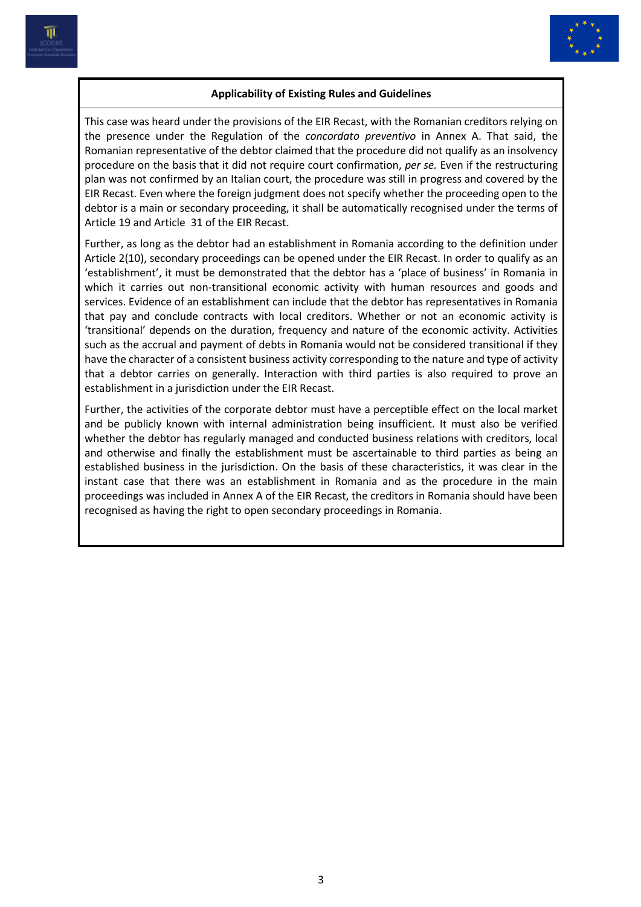**Applicability of Existing Rules and Guidelines**

This case was heard under the provisions of the EIR Recast, with the Romanian creditors relying on the presence under the Regulation of the *concordato preventivo* in Annex A. That said, the Romanian representative of the debtor claimed that the procedure did not qualify as an insolvency procedure on the basis that it did not require court confirmation, *per se.* Even if the restructuring plan was not confirmed by an Italian court, the procedure was still in progress and covered by the EIR Recast. Even where the foreign judgment does not specify whether the proceeding open to the debtor is a main or secondary proceeding, it shall be automatically recognised under the terms of Article 19 and Article 31 of the EIR Recast.

Further, as long as the debtor had an establishment in Romania according to the definition under Article 2(10), secondary proceedings can be opened under the EIR Recast. In order to qualify as an 'establishment', it must be demonstrated that the debtor has a 'place of business' in Romania in which it carries out non-transitional economic activity with human resources and goods and services. Evidence of an establishment can include that the debtor has representatives in Romania that pay and conclude contracts with local creditors. Whether or not an economic activity is 'transitional' depends on the duration, frequency and nature of the economic activity. Activities such as the accrual and payment of debts in Romania would not be considered transitional if they have the character of a consistent business activity corresponding to the nature and type of activity that a debtor carries on generally. Interaction with third parties is also required to prove an establishment in a jurisdiction under the EIR Recast.

Further, the activities of the corporate debtor must have a perceptible effect on the local market and be publicly known with internal administration being insufficient. It must also be verified whether the debtor has regularly managed and conducted business relations with creditors, local and otherwise and finally the establishment must be ascertainable to third parties as being an established business in the jurisdiction. On the basis of these characteristics, it was clear in the instant case that there was an establishment in Romania and as the procedure in the main proceedings was included in Annex A of the EIR Recast, the creditors in Romania should have been recognised as having the right to open secondary proceedings in Romania.